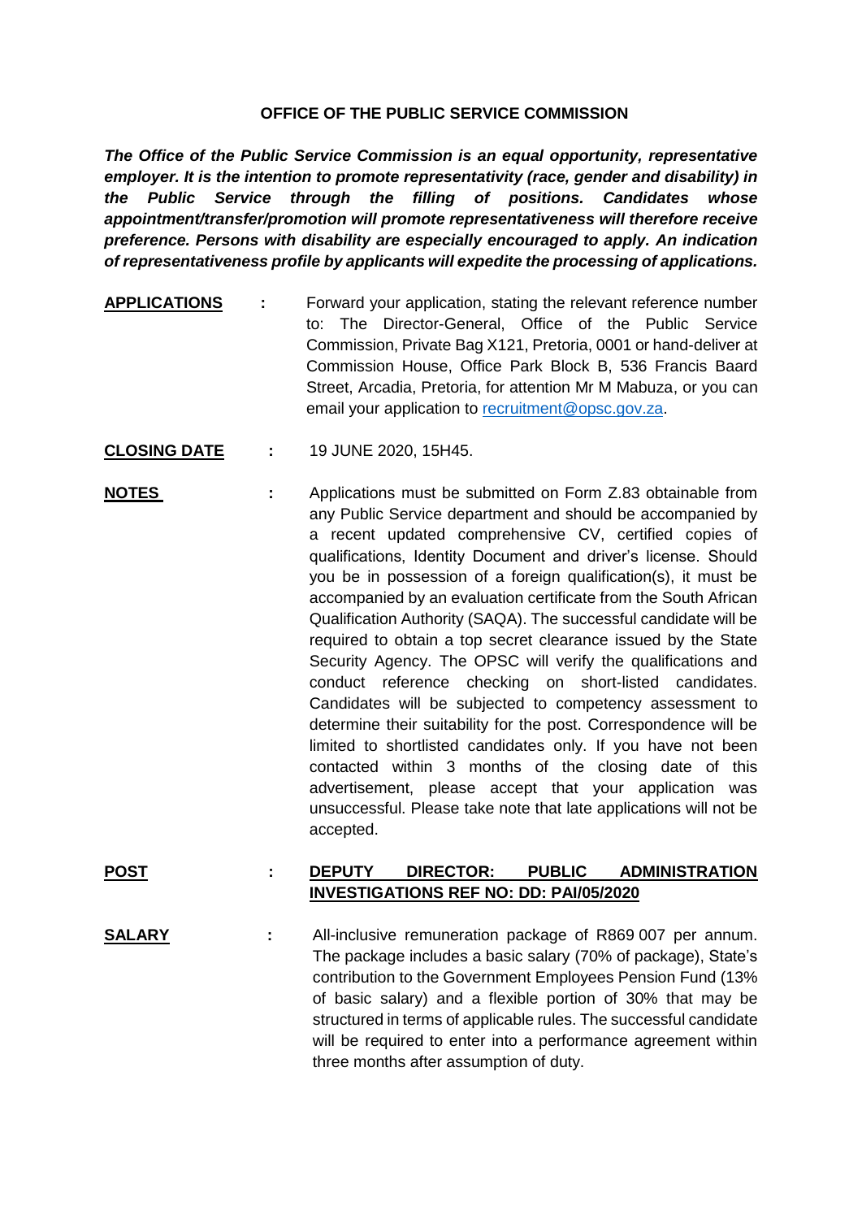# OFFICE OF THE PUBLIC SERVICE COMMISSION

***The Office of the Public Service Commission is an equal opportunity, representative employer. It is the intention to promote representativity (race, gender and disability) in the Public Service through the filling of positions. Candidates whose appointment/transfer/promotion will promote representativeness will therefore receive preference. Persons with disability are especially encouraged to apply. An indication of representativeness profile by applicants will expedite the processing of applications.***

**APPLICATIONS** : Forward your application, stating the relevant reference number to: The Director-General, Office of the Public Service Commission, Private Bag X121, Pretoria, 0001 or hand-deliver at Commission House, Office Park Block B, 536 Francis Baard Street, Arcadia, Pretoria, for attention Mr M Mabuza, or you can email your application to recruitment@opsc.gov.za.

**CLOSING DATE** : 19 JUNE 2020, 15H45.

**NOTES** : Applications must be submitted on Form Z.83 obtainable from any Public Service department and should be accompanied by a recent updated comprehensive CV, certified copies of qualifications, Identity Document and driver's license. Should you be in possession of a foreign qualification(s), it must be accompanied by an evaluation certificate from the South African Qualification Authority (SAQA). The successful candidate will be required to obtain a top secret clearance issued by the State Security Agency. The OPSC will verify the qualifications and conduct reference checking on short-listed candidates. Candidates will be subjected to competency assessment to determine their suitability for the post. Correspondence will be limited to shortlisted candidates only. If you have not been contacted within 3 months of the closing date of this advertisement, please accept that your application was unsuccessful. Please take note that late applications will not be accepted.

**POST** : **DEPUTY DIRECTOR: PUBLIC ADMINISTRATION INVESTIGATIONS REF NO: DD: PAI/05/2020**

**SALARY** : All-inclusive remuneration package of R869 007 per annum. The package includes a basic salary (70% of package), State's contribution to the Government Employees Pension Fund (13% of basic salary) and a flexible portion of 30% that may be structured in terms of applicable rules. The successful candidate will be required to enter into a performance agreement within three months after assumption of duty.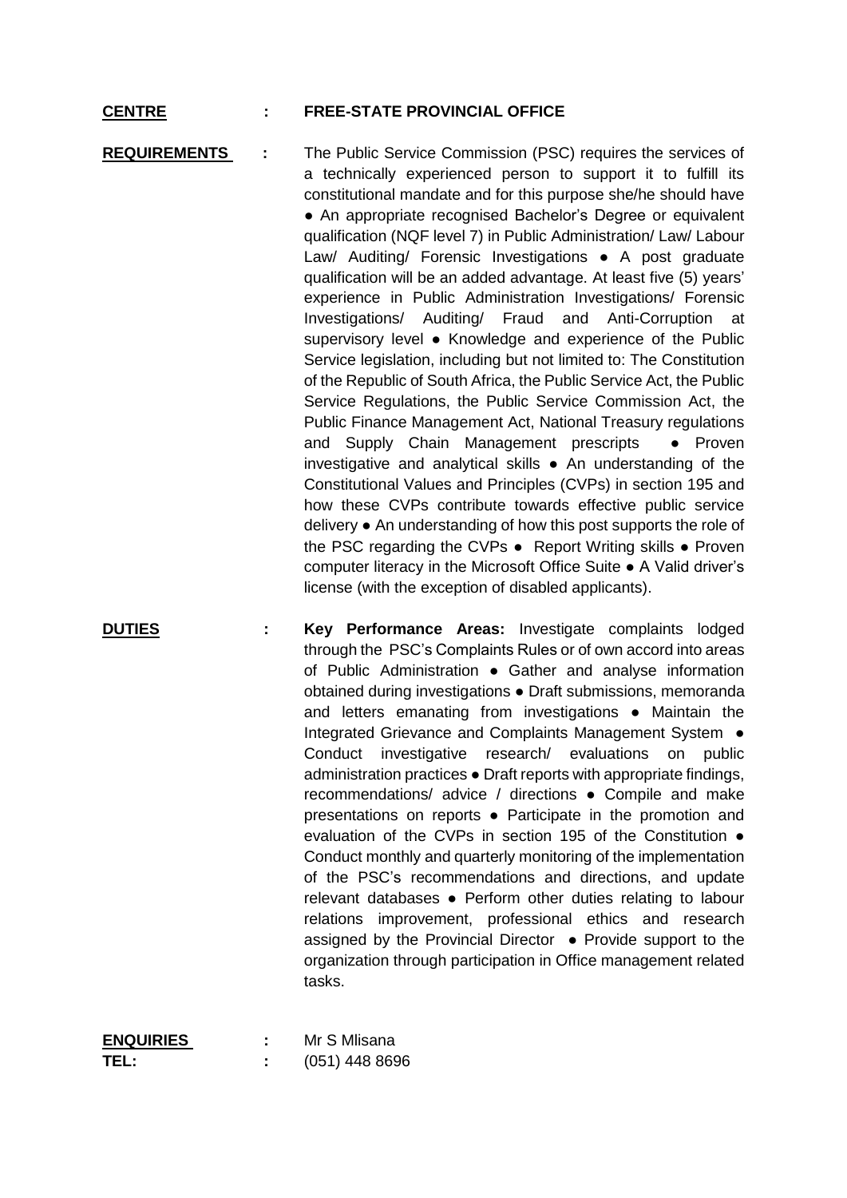**CENTRE** : **FREE-STATE PROVINCIAL OFFICE**

**REQUIREMENTS** : The Public Service Commission (PSC) requires the services of a technically experienced person to support it to fulfill its constitutional mandate and for this purpose she/he should have ● An appropriate recognised Bachelor's Degree or equivalent qualification (NQF level 7) in Public Administration/ Law/ Labour Law/ Auditing/ Forensic Investigations ● A post graduate qualification will be an added advantage. At least five (5) years' experience in Public Administration Investigations/ Forensic Investigations/ Auditing/ Fraud and Anti-Corruption at supervisory level ● Knowledge and experience of the Public Service legislation, including but not limited to: The Constitution of the Republic of South Africa, the Public Service Act, the Public Service Regulations, the Public Service Commission Act, the Public Finance Management Act, National Treasury regulations and Supply Chain Management prescripts ● Proven investigative and analytical skills ● An understanding of the Constitutional Values and Principles (CVPs) in section 195 and how these CVPs contribute towards effective public service delivery ● An understanding of how this post supports the role of the PSC regarding the CVPs ● Report Writing skills ● Proven computer literacy in the Microsoft Office Suite ● A Valid driver's license (with the exception of disabled applicants).

**DUTIES** : **Key Performance Areas:** Investigate complaints lodged through the PSC's Complaints Rules or of own accord into areas of Public Administration ● Gather and analyse information obtained during investigations ● Draft submissions, memoranda and letters emanating from investigations ● Maintain the Integrated Grievance and Complaints Management System ● Conduct investigative research/ evaluations on public administration practices ● Draft reports with appropriate findings, recommendations/ advice / directions ● Compile and make presentations on reports ● Participate in the promotion and evaluation of the CVPs in section 195 of the Constitution ● Conduct monthly and quarterly monitoring of the implementation of the PSC's recommendations and directions, and update relevant databases ● Perform other duties relating to labour relations improvement, professional ethics and research assigned by the Provincial Director ● Provide support to the organization through participation in Office management related tasks.

**ENQUIRIES** : Mr S Mlisana
**TEL:** : (051) 448 8696